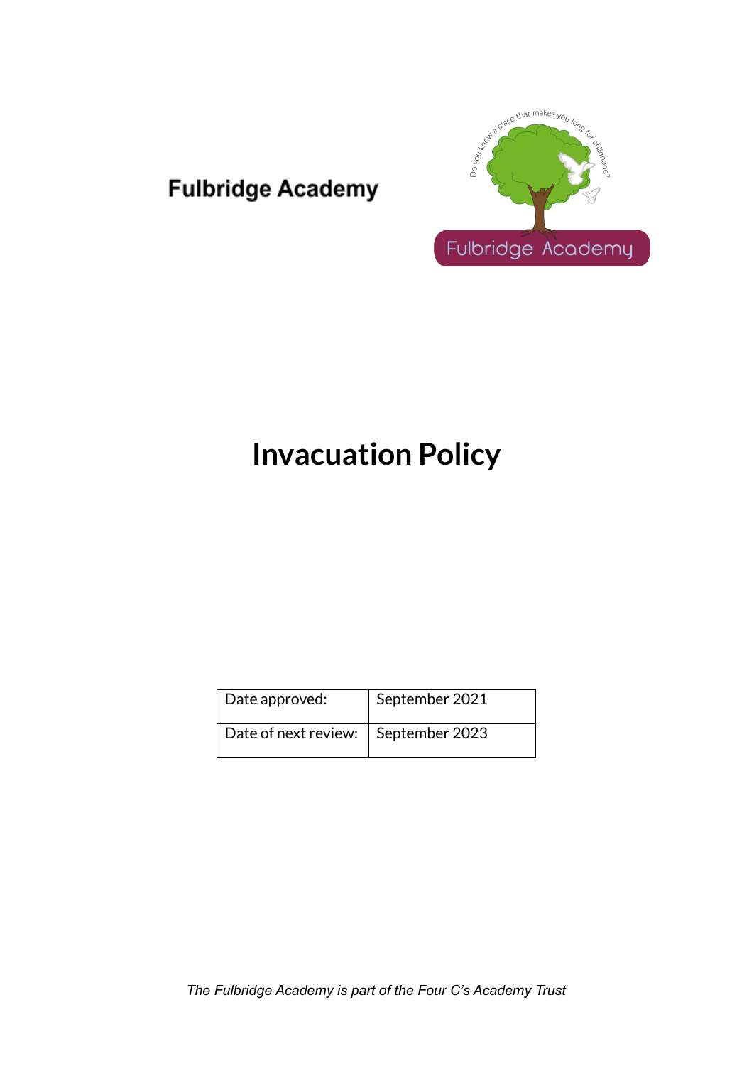Fulbridge Academy

# Invacuation Policy

| Date approved: | September 2021 |
|---|---|
| Date of next review: | September 2023 |

*The Fulbridge Academy is part of the Four C's Academy Trust*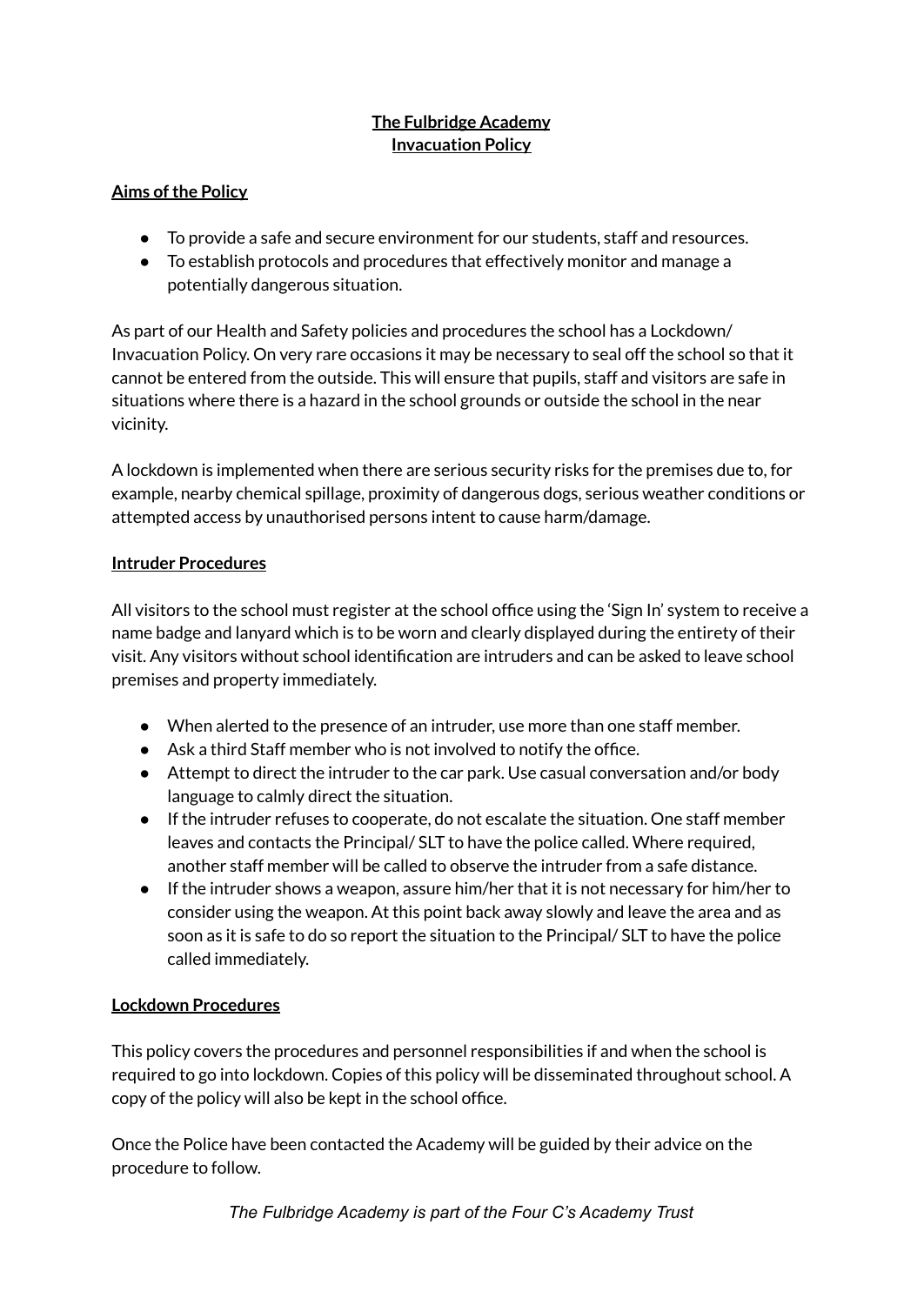**The Fulbridge Academy**
**Invacuation Policy**

**Aims of the Policy**

- To provide a safe and secure environment for our students, staff and resources.
- To establish protocols and procedures that effectively monitor and manage a potentially dangerous situation.

As part of our Health and Safety policies and procedures the school has a Lockdown/ Invacuation Policy. On very rare occasions it may be necessary to seal off the school so that it cannot be entered from the outside. This will ensure that pupils, staff and visitors are safe in situations where there is a hazard in the school grounds or outside the school in the near vicinity.

A lockdown is implemented when there are serious security risks for the premises due to, for example, nearby chemical spillage, proximity of dangerous dogs, serious weather conditions or attempted access by unauthorised persons intent to cause harm/damage.

**Intruder Procedures**

All visitors to the school must register at the school office using the 'Sign In' system to receive a name badge and lanyard which is to be worn and clearly displayed during the entirety of their visit. Any visitors without school identification are intruders and can be asked to leave school premises and property immediately.

- When alerted to the presence of an intruder, use more than one staff member.
- Ask a third Staff member who is not involved to notify the office.
- Attempt to direct the intruder to the car park. Use casual conversation and/or body language to calmly direct the situation.
- If the intruder refuses to cooperate, do not escalate the situation. One staff member leaves and contacts the Principal/ SLT to have the police called. Where required, another staff member will be called to observe the intruder from a safe distance.
- If the intruder shows a weapon, assure him/her that it is not necessary for him/her to consider using the weapon. At this point back away slowly and leave the area and as soon as it is safe to do so report the situation to the Principal/ SLT to have the police called immediately.

**Lockdown Procedures**

This policy covers the procedures and personnel responsibilities if and when the school is required to go into lockdown. Copies of this policy will be disseminated throughout school. A copy of the policy will also be kept in the school office.

Once the Police have been contacted the Academy will be guided by their advice on the procedure to follow.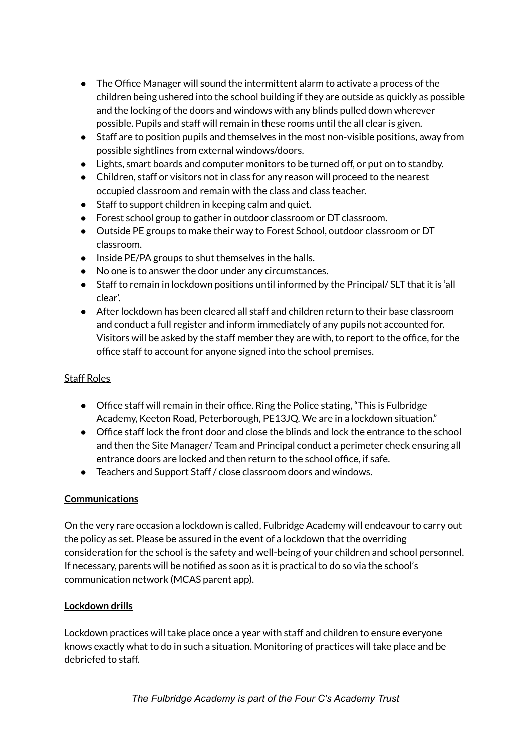- The Office Manager will sound the intermittent alarm to activate a process of the children being ushered into the school building if they are outside as quickly as possible and the locking of the doors and windows with any blinds pulled down wherever possible. Pupils and staff will remain in these rooms until the all clear is given.
- Staff are to position pupils and themselves in the most non-visible positions, away from possible sightlines from external windows/doors.
- Lights, smart boards and computer monitors to be turned off, or put on to standby.
- Children, staff or visitors not in class for any reason will proceed to the nearest occupied classroom and remain with the class and class teacher.
- Staff to support children in keeping calm and quiet.
- Forest school group to gather in outdoor classroom or DT classroom.
- Outside PE groups to make their way to Forest School, outdoor classroom or DT classroom.
- Inside PE/PA groups to shut themselves in the halls.
- No one is to answer the door under any circumstances.
- Staff to remain in lockdown positions until informed by the Principal/ SLT that it is 'all clear'.
- After lockdown has been cleared all staff and children return to their base classroom and conduct a full register and inform immediately of any pupils not accounted for. Visitors will be asked by the staff member they are with, to report to the office, for the office staff to account for anyone signed into the school premises.

Staff Roles

- Office staff will remain in their office. Ring the Police stating, "This is Fulbridge Academy, Keeton Road, Peterborough, PE13JQ. We are in a lockdown situation."
- Office staff lock the front door and close the blinds and lock the entrance to the school and then the Site Manager/ Team and Principal conduct a perimeter check ensuring all entrance doors are locked and then return to the school office, if safe.
- Teachers and Support Staff / close classroom doors and windows.

**Communications**

On the very rare occasion a lockdown is called, Fulbridge Academy will endeavour to carry out the policy as set. Please be assured in the event of a lockdown that the overriding consideration for the school is the safety and well-being of your children and school personnel. If necessary, parents will be notified as soon as it is practical to do so via the school's communication network (MCAS parent app).

**Lockdown drills**

Lockdown practices will take place once a year with staff and children to ensure everyone knows exactly what to do in such a situation. Monitoring of practices will take place and be debriefed to staff.